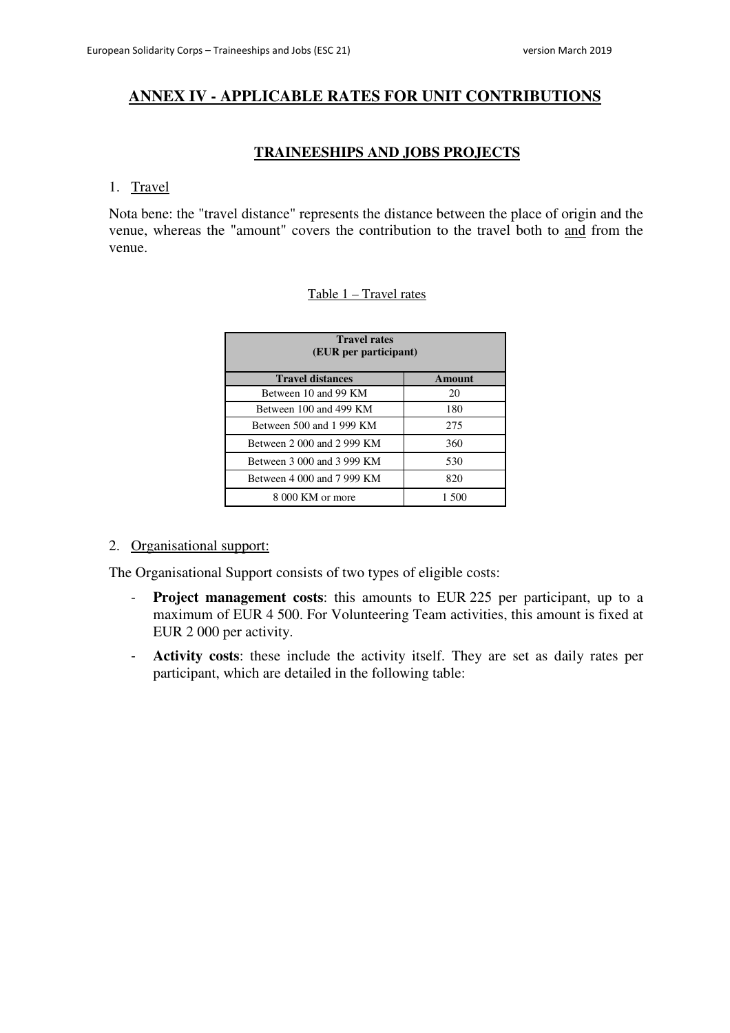# ANNEX IV - APPLICABLE RATES FOR UNIT CONTRIBUTIONS

## TRAINEESHIPS AND JOBS PROJECTS

1. Travel

Nota bene: the "travel distance" represents the distance between the place of origin and the venue, whereas the "amount" covers the contribution to the travel both to and from the venue.

Table 1 – Travel rates

| Travel rates (EUR per participant) | |
|---|---|
| **Travel distances** | **Amount** |
| Between 10 and 99 KM | 20 |
| Between 100 and 499 KM | 180 |
| Between 500 and 1 999 KM | 275 |
| Between 2 000 and 2 999 KM | 360 |
| Between 3 000 and 3 999 KM | 530 |
| Between 4 000 and 7 999 KM | 820 |
| 8 000 KM or more | 1 500 |

2. Organisational support:

The Organisational Support consists of two types of eligible costs:

- **Project management costs**: this amounts to EUR 225 per participant, up to a maximum of EUR 4 500. For Volunteering Team activities, this amount is fixed at EUR 2 000 per activity.
- **Activity costs**: these include the activity itself. They are set as daily rates per participant, which are detailed in the following table: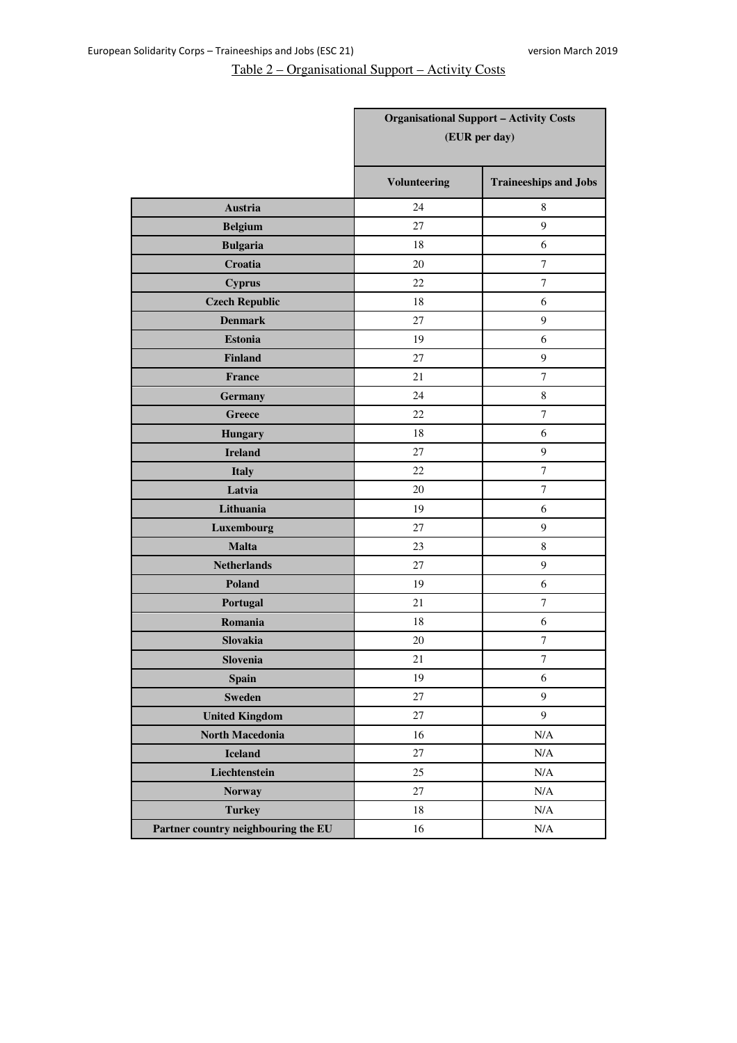Table 2 – Organisational Support – Activity Costs

| | Organisational Support – Activity Costs (EUR per day) | |
|---|---|---|
| | **Volunteering** | **Traineeships and Jobs** |
| **Austria** | 24 | 8 |
| **Belgium** | 27 | 9 |
| **Bulgaria** | 18 | 6 |
| **Croatia** | 20 | 7 |
| **Cyprus** | 22 | 7 |
| **Czech Republic** | 18 | 6 |
| **Denmark** | 27 | 9 |
| **Estonia** | 19 | 6 |
| **Finland** | 27 | 9 |
| **France** | 21 | 7 |
| **Germany** | 24 | 8 |
| **Greece** | 22 | 7 |
| **Hungary** | 18 | 6 |
| **Ireland** | 27 | 9 |
| **Italy** | 22 | 7 |
| **Latvia** | 20 | 7 |
| **Lithuania** | 19 | 6 |
| **Luxembourg** | 27 | 9 |
| **Malta** | 23 | 8 |
| **Netherlands** | 27 | 9 |
| **Poland** | 19 | 6 |
| **Portugal** | 21 | 7 |
| **Romania** | 18 | 6 |
| **Slovakia** | 20 | 7 |
| **Slovenia** | 21 | 7 |
| **Spain** | 19 | 6 |
| **Sweden** | 27 | 9 |
| **United Kingdom** | 27 | 9 |
| **North Macedonia** | 16 | N/A |
| **Iceland** | 27 | N/A |
| **Liechtenstein** | 25 | N/A |
| **Norway** | 27 | N/A |
| **Turkey** | 18 | N/A |
| **Partner country neighbouring the EU** | 16 | N/A |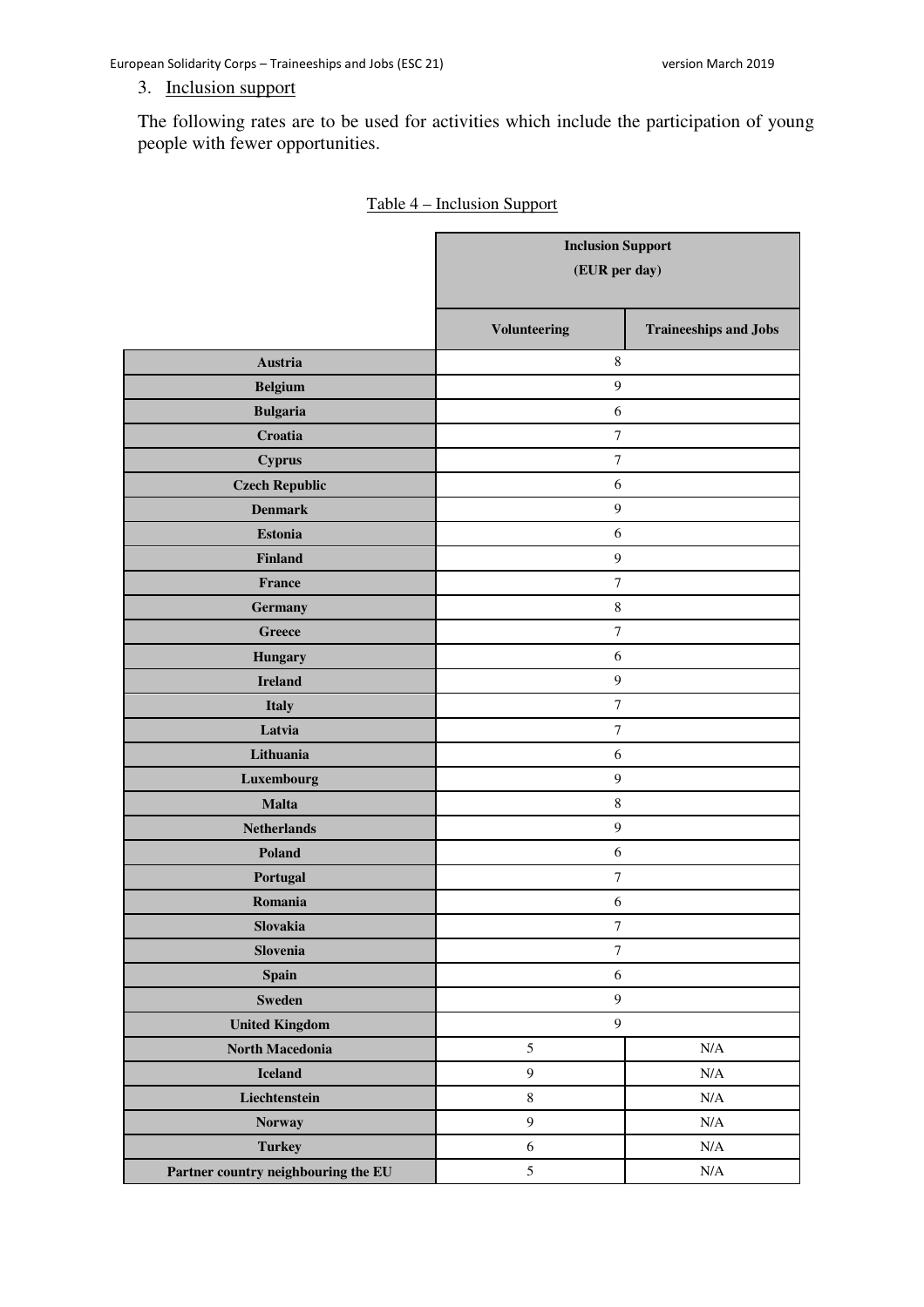3. Inclusion support

The following rates are to be used for activities which include the participation of young people with fewer opportunities.

Table 4 – Inclusion Support

| | Inclusion Support (EUR per day) | |
|---|---|---|
| | **Volunteering** | **Traineeships and Jobs** |
| **Austria** | 8 | |
| **Belgium** | 9 | |
| **Bulgaria** | 6 | |
| **Croatia** | 7 | |
| **Cyprus** | 7 | |
| **Czech Republic** | 6 | |
| **Denmark** | 9 | |
| **Estonia** | 6 | |
| **Finland** | 9 | |
| **France** | 7 | |
| **Germany** | 8 | |
| **Greece** | 7 | |
| **Hungary** | 6 | |
| **Ireland** | 9 | |
| **Italy** | 7 | |
| **Latvia** | 7 | |
| **Lithuania** | 6 | |
| **Luxembourg** | 9 | |
| **Malta** | 8 | |
| **Netherlands** | 9 | |
| **Poland** | 6 | |
| **Portugal** | 7 | |
| **Romania** | 6 | |
| **Slovakia** | 7 | |
| **Slovenia** | 7 | |
| **Spain** | 6 | |
| **Sweden** | 9 | |
| **United Kingdom** | 9 | |
| **North Macedonia** | 5 | N/A |
| **Iceland** | 9 | N/A |
| **Liechtenstein** | 8 | N/A |
| **Norway** | 9 | N/A |
| **Turkey** | 6 | N/A |
| **Partner country neighbouring the EU** | 5 | N/A |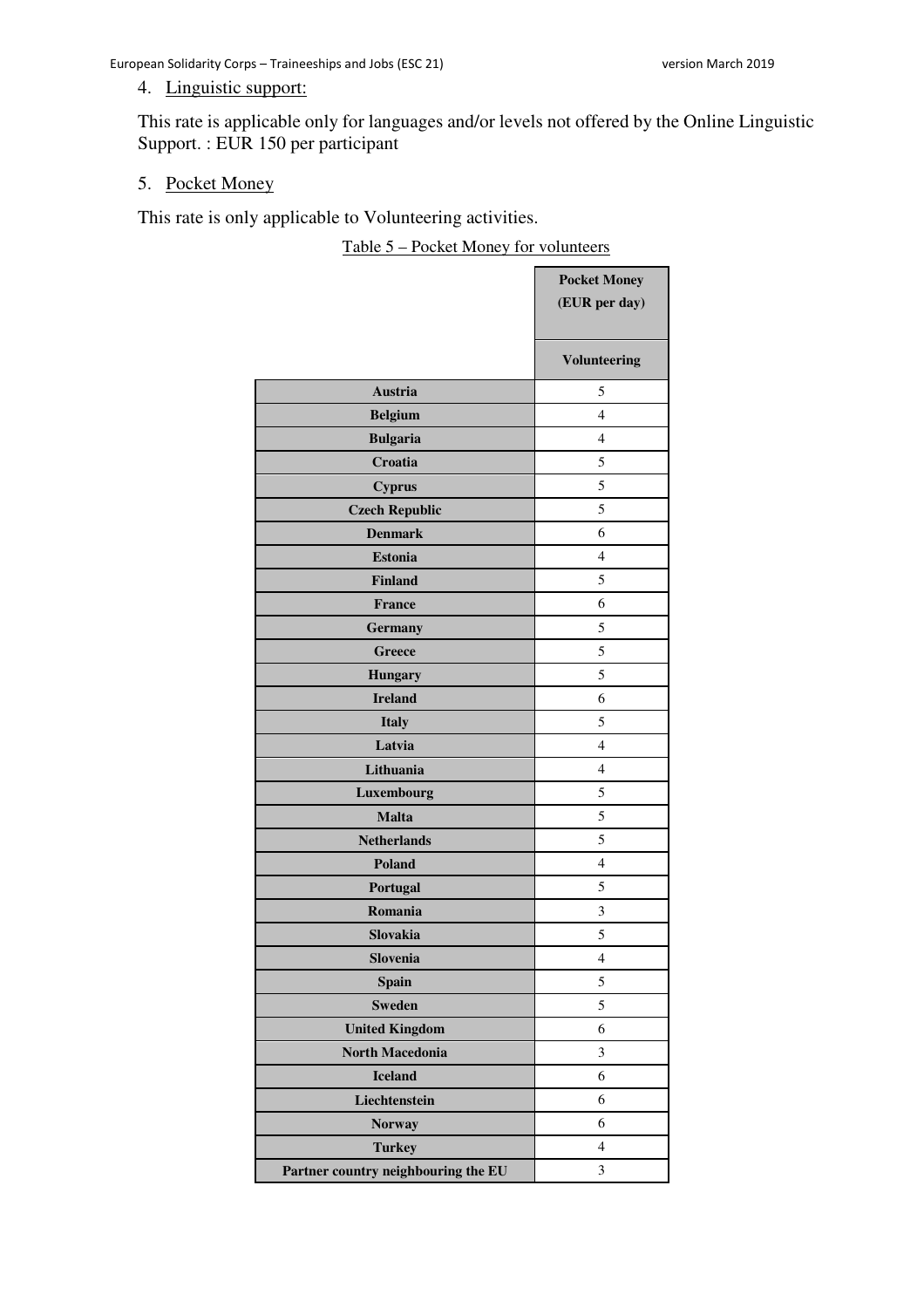4. Linguistic support:

This rate is applicable only for languages and/or levels not offered by the Online Linguistic Support. : EUR 150 per participant

5. Pocket Money

This rate is only applicable to Volunteering activities.

Table 5 – Pocket Money for volunteers

| | Pocket Money (EUR per day) |
|---|---|
| | **Volunteering** |
| **Austria** | 5 |
| **Belgium** | 4 |
| **Bulgaria** | 4 |
| **Croatia** | 5 |
| **Cyprus** | 5 |
| **Czech Republic** | 5 |
| **Denmark** | 6 |
| **Estonia** | 4 |
| **Finland** | 5 |
| **France** | 6 |
| **Germany** | 5 |
| **Greece** | 5 |
| **Hungary** | 5 |
| **Ireland** | 6 |
| **Italy** | 5 |
| **Latvia** | 4 |
| **Lithuania** | 4 |
| **Luxembourg** | 5 |
| **Malta** | 5 |
| **Netherlands** | 5 |
| **Poland** | 4 |
| **Portugal** | 5 |
| **Romania** | 3 |
| **Slovakia** | 5 |
| **Slovenia** | 4 |
| **Spain** | 5 |
| **Sweden** | 5 |
| **United Kingdom** | 6 |
| **North Macedonia** | 3 |
| **Iceland** | 6 |
| **Liechtenstein** | 6 |
| **Norway** | 6 |
| **Turkey** | 4 |
| **Partner country neighbouring the EU** | 3 |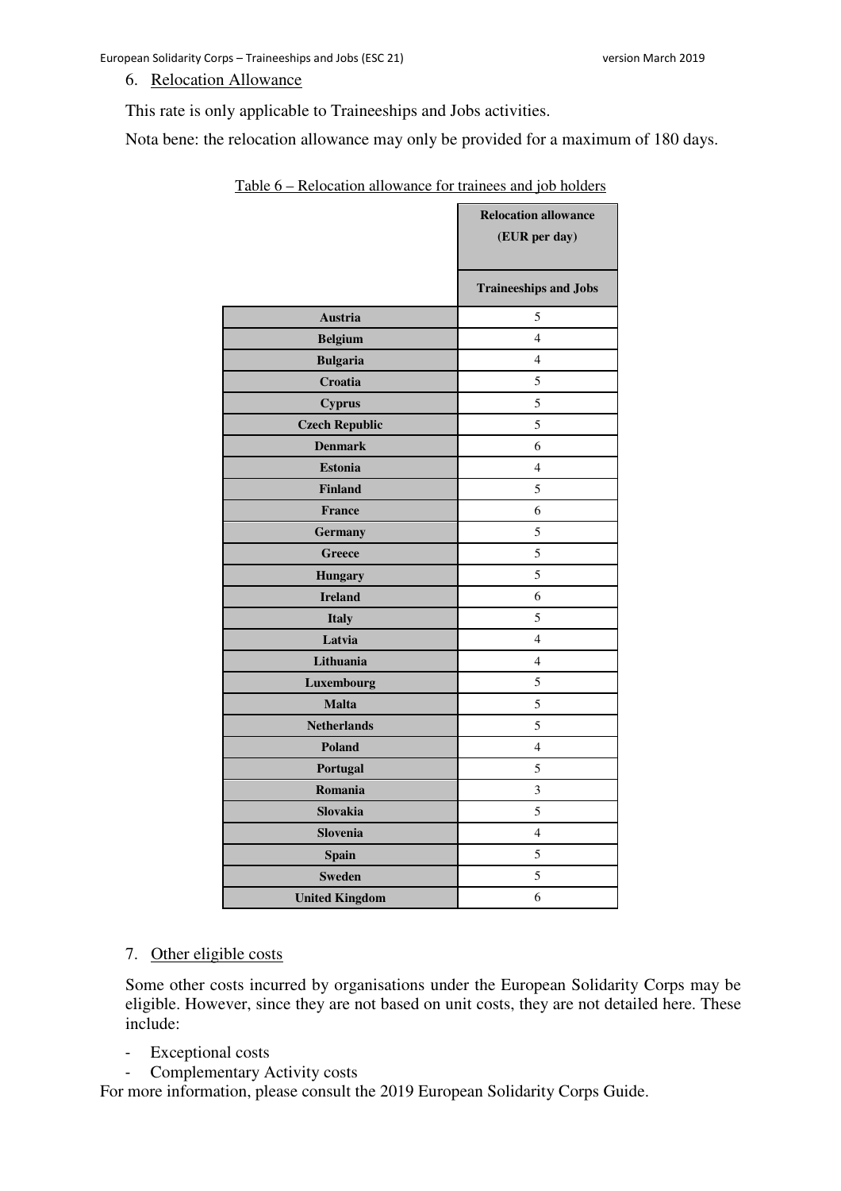6. Relocation Allowance

This rate is only applicable to Traineeships and Jobs activities.

Nota bene: the relocation allowance may only be provided for a maximum of 180 days.

Table 6 – Relocation allowance for trainees and job holders

| | **Relocation allowance (EUR per day)** |
|---|---|
| | **Traineeships and Jobs** |
| **Austria** | 5 |
| **Belgium** | 4 |
| **Bulgaria** | 4 |
| **Croatia** | 5 |
| **Cyprus** | 5 |
| **Czech Republic** | 5 |
| **Denmark** | 6 |
| **Estonia** | 4 |
| **Finland** | 5 |
| **France** | 6 |
| **Germany** | 5 |
| **Greece** | 5 |
| **Hungary** | 5 |
| **Ireland** | 6 |
| **Italy** | 5 |
| **Latvia** | 4 |
| **Lithuania** | 4 |
| **Luxembourg** | 5 |
| **Malta** | 5 |
| **Netherlands** | 5 |
| **Poland** | 4 |
| **Portugal** | 5 |
| **Romania** | 3 |
| **Slovakia** | 5 |
| **Slovenia** | 4 |
| **Spain** | 5 |
| **Sweden** | 5 |
| **United Kingdom** | 6 |

7. Other eligible costs

Some other costs incurred by organisations under the European Solidarity Corps may be eligible. However, since they are not based on unit costs, they are not detailed here. These include:

- Exceptional costs
- Complementary Activity costs

For more information, please consult the 2019 European Solidarity Corps Guide.